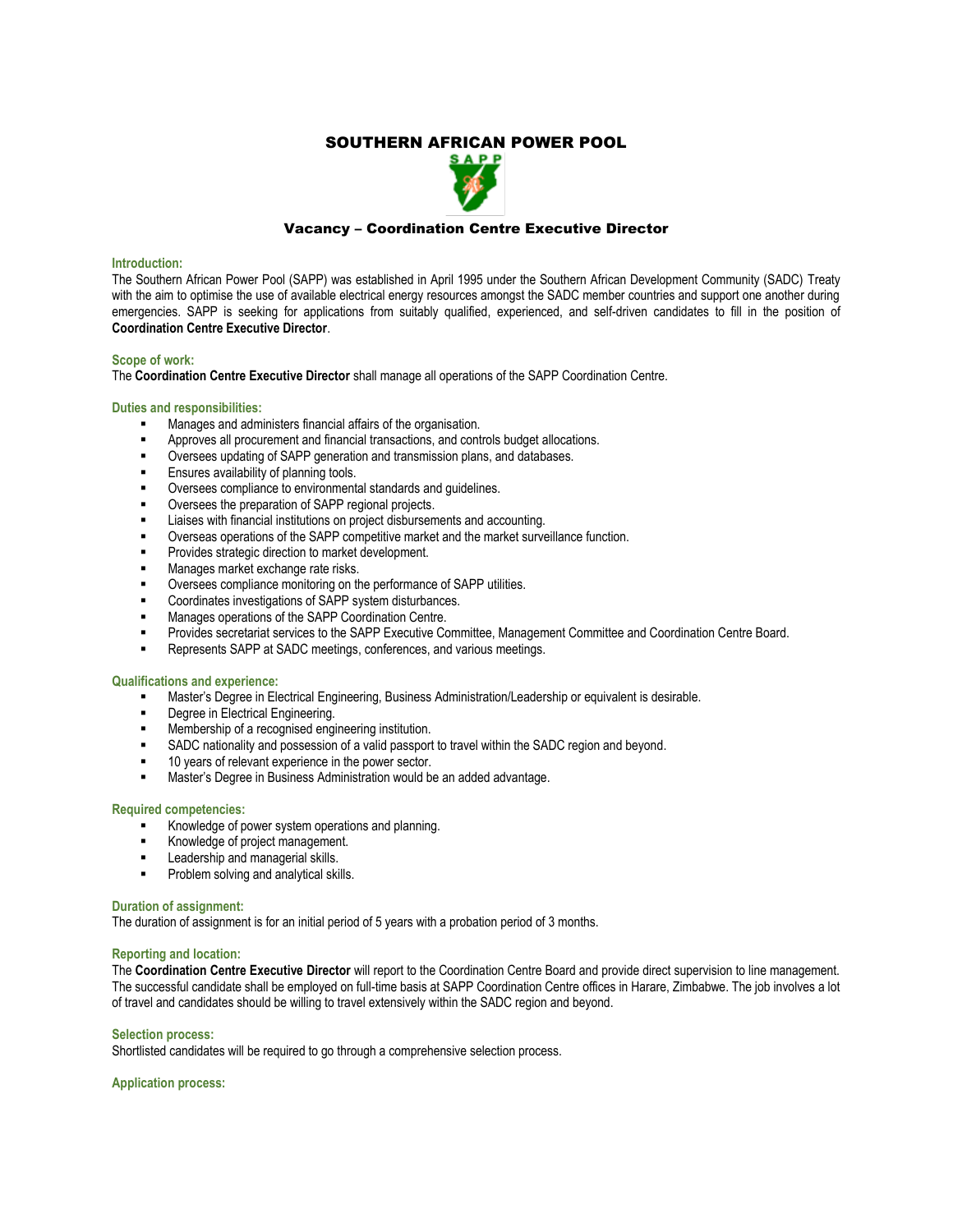# SOUTHERN AFRICAN POWER POOL

## Vacancy – Coordination Centre Executive Director

### Introduction:

The Southern African Power Pool (SAPP) was established in April 1995 under the Southern African Development Community (SADC) Treaty with the aim to optimise the use of available electrical energy resources amongst the SADC member countries and support one another during emergencies. SAPP is seeking for applications from suitably qualified, experienced, and self-driven candidates to fill in the position of **Coordination Centre Executive Director**.

### Scope of work:

The **Coordination Centre Executive Director** shall manage all operations of the SAPP Coordination Centre.

### Duties and responsibilities:

- Manages and administers financial affairs of the organisation.
- Approves all procurement and financial transactions, and controls budget allocations.
- Oversees updating of SAPP generation and transmission plans, and databases.
- Ensures availability of planning tools.
- Oversees compliance to environmental standards and guidelines.
- Oversees the preparation of SAPP regional projects.
- Liaises with financial institutions on project disbursements and accounting.
- Overseas operations of the SAPP competitive market and the market surveillance function.
- Provides strategic direction to market development.
- Manages market exchange rate risks.
- Oversees compliance monitoring on the performance of SAPP utilities.
- Coordinates investigations of SAPP system disturbances.
- Manages operations of the SAPP Coordination Centre.
- Provides secretariat services to the SAPP Executive Committee, Management Committee and Coordination Centre Board.
- Represents SAPP at SADC meetings, conferences, and various meetings.

### Qualifications and experience:

- Master's Degree in Electrical Engineering, Business Administration/Leadership or equivalent is desirable.
- Degree in Electrical Engineering.
- Membership of a recognised engineering institution.
- SADC nationality and possession of a valid passport to travel within the SADC region and beyond.
- 10 years of relevant experience in the power sector.
- Master's Degree in Business Administration would be an added advantage.

### Required competencies:

- Knowledge of power system operations and planning.
- Knowledge of project management.
- Leadership and managerial skills.
- Problem solving and analytical skills.

### Duration of assignment:

The duration of assignment is for an initial period of 5 years with a probation period of 3 months.

### Reporting and location:

The **Coordination Centre Executive Director** will report to the Coordination Centre Board and provide direct supervision to line management. The successful candidate shall be employed on full-time basis at SAPP Coordination Centre offices in Harare, Zimbabwe. The job involves a lot of travel and candidates should be willing to travel extensively within the SADC region and beyond.

### Selection process:

Shortlisted candidates will be required to go through a comprehensive selection process.

### Application process: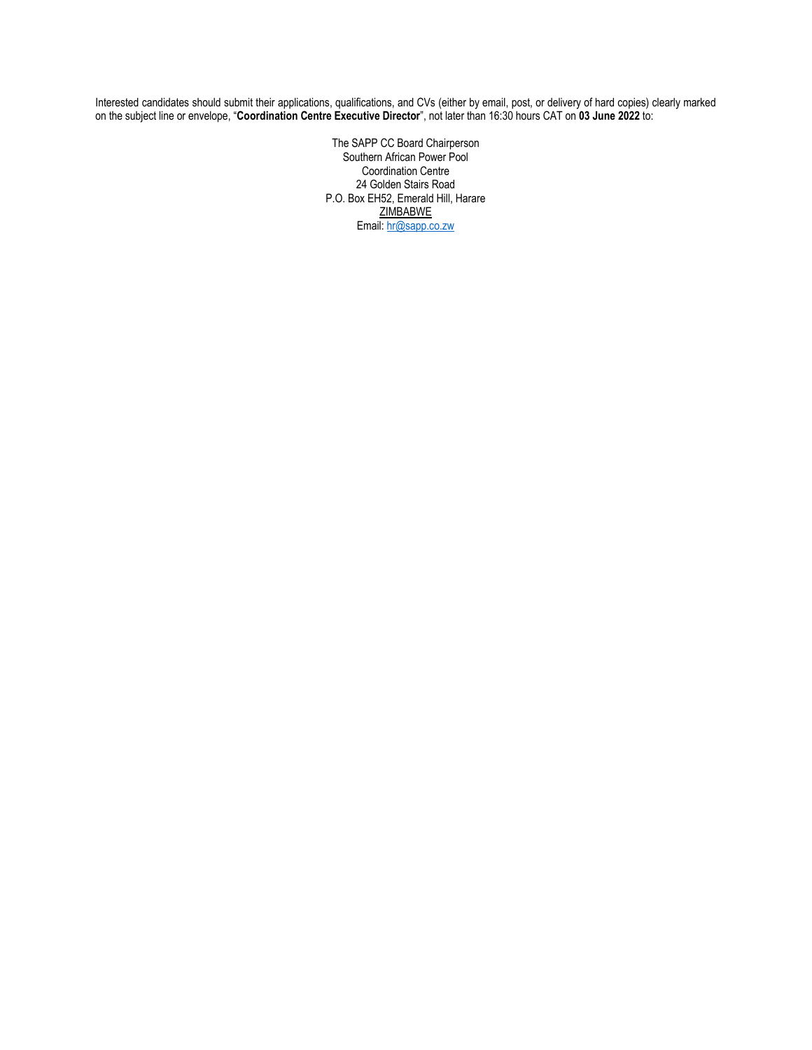Interested candidates should submit their applications, qualifications, and CVs (either by email, post, or delivery of hard copies) clearly marked on the subject line or envelope, "**Coordination Centre Executive Director**", not later than 16:30 hours CAT on **03 June 2022** to:

The SAPP CC Board Chairperson
Southern African Power Pool
Coordination Centre
24 Golden Stairs Road
P.O. Box EH52, Emerald Hill, Harare
ZIMBABWE
Email: hr@sapp.co.zw